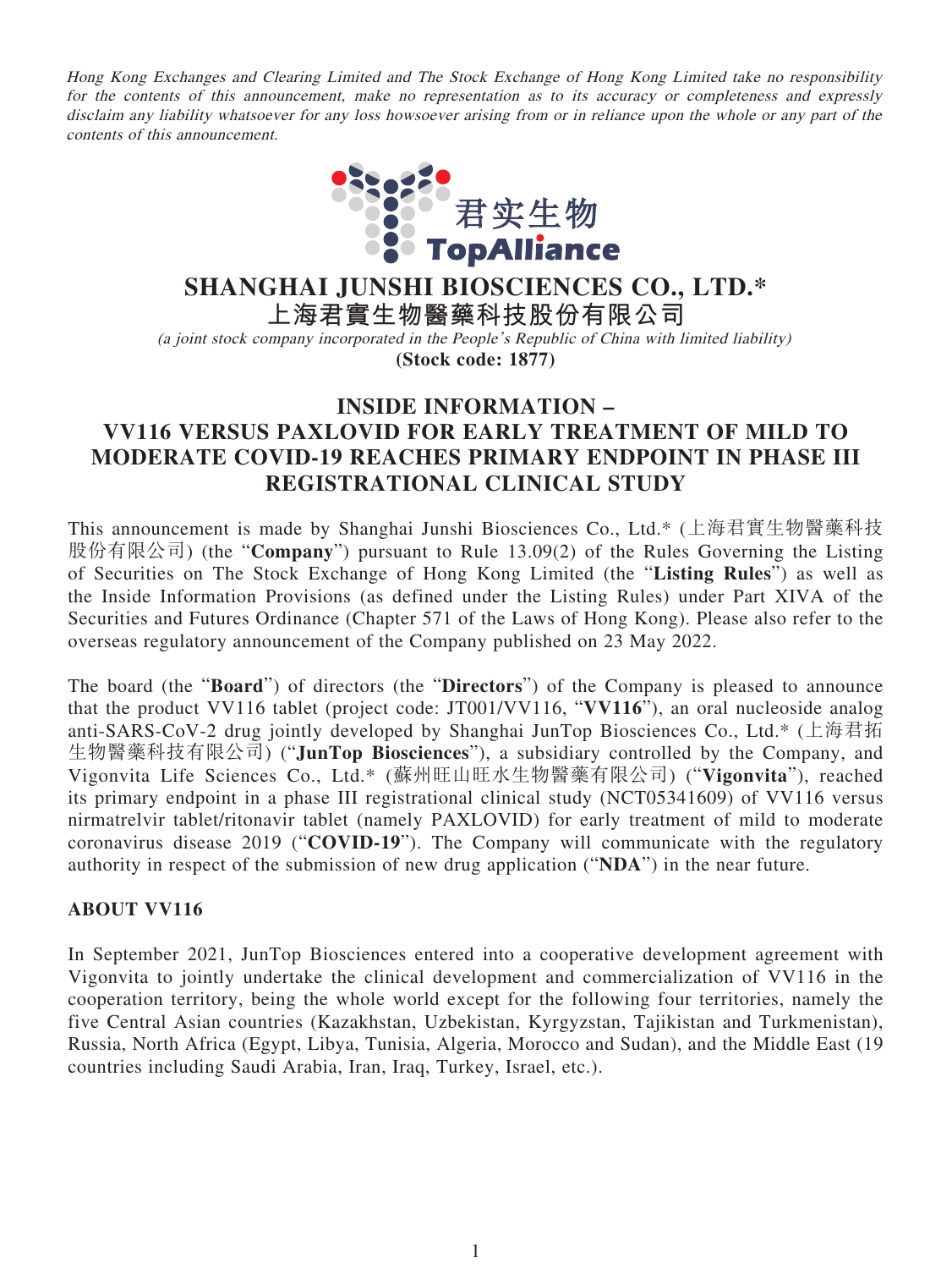*Hong Kong Exchanges and Clearing Limited and The Stock Exchange of Hong Kong Limited take no responsibility for the contents of this announcement, make no representation as to its accuracy or completeness and expressly disclaim any liability whatsoever for any loss howsoever arising from or in reliance upon the whole or any part of the contents of this announcement.*

# SHANGHAI JUNSHI BIOSCIENCES CO., LTD.*

# 上海君實生物醫藥科技股份有限公司

*(a joint stock company incorporated in the People's Republic of China with limited liability)*

**(Stock code: 1877)**

## INSIDE INFORMATION – VV116 VERSUS PAXLOVID FOR EARLY TREATMENT OF MILD TO MODERATE COVID-19 REACHES PRIMARY ENDPOINT IN PHASE III REGISTRATIONAL CLINICAL STUDY

This announcement is made by Shanghai Junshi Biosciences Co., Ltd.* (上海君實生物醫藥科技股份有限公司) (the "**Company**") pursuant to Rule 13.09(2) of the Rules Governing the Listing of Securities on The Stock Exchange of Hong Kong Limited (the "**Listing Rules**") as well as the Inside Information Provisions (as defined under the Listing Rules) under Part XIVA of the Securities and Futures Ordinance (Chapter 571 of the Laws of Hong Kong). Please also refer to the overseas regulatory announcement of the Company published on 23 May 2022.

The board (the "**Board**") of directors (the "**Directors**") of the Company is pleased to announce that the product VV116 tablet (project code: JT001/VV116, "**VV116**"), an oral nucleoside analog anti-SARS-CoV-2 drug jointly developed by Shanghai JunTop Biosciences Co., Ltd.* (上海君拓生物醫藥科技有限公司) ("**JunTop Biosciences**"), a subsidiary controlled by the Company, and Vigonvita Life Sciences Co., Ltd.* (蘇州旺山旺水生物醫藥有限公司) ("**Vigonvita**"), reached its primary endpoint in a phase III registrational clinical study (NCT05341609) of VV116 versus nirmatrelvir tablet/ritonavir tablet (namely PAXLOVID) for early treatment of mild to moderate coronavirus disease 2019 ("**COVID-19**"). The Company will communicate with the regulatory authority in respect of the submission of new drug application ("**NDA**") in the near future.

### ABOUT VV116

In September 2021, JunTop Biosciences entered into a cooperative development agreement with Vigonvita to jointly undertake the clinical development and commercialization of VV116 in the cooperation territory, being the whole world except for the following four territories, namely the five Central Asian countries (Kazakhstan, Uzbekistan, Kyrgyzstan, Tajikistan and Turkmenistan), Russia, North Africa (Egypt, Libya, Tunisia, Algeria, Morocco and Sudan), and the Middle East (19 countries including Saudi Arabia, Iran, Iraq, Turkey, Israel, etc.).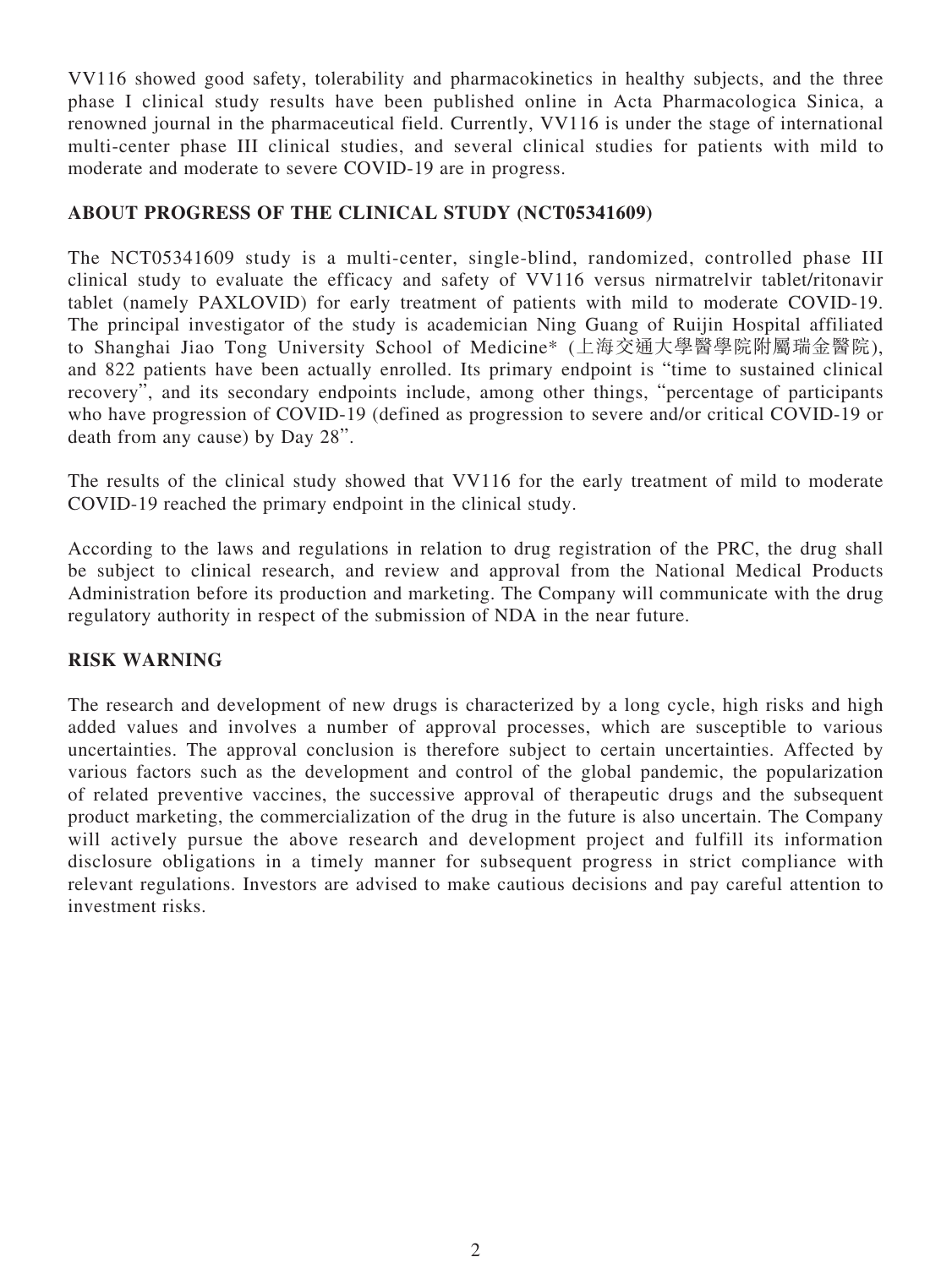VV116 showed good safety, tolerability and pharmacokinetics in healthy subjects, and the three phase I clinical study results have been published online in Acta Pharmacologica Sinica, a renowned journal in the pharmaceutical field. Currently, VV116 is under the stage of international multi-center phase III clinical studies, and several clinical studies for patients with mild to moderate and moderate to severe COVID-19 are in progress.

## ABOUT PROGRESS OF THE CLINICAL STUDY (NCT05341609)

The NCT05341609 study is a multi-center, single-blind, randomized, controlled phase III clinical study to evaluate the efficacy and safety of VV116 versus nirmatrelvir tablet/ritonavir tablet (namely PAXLOVID) for early treatment of patients with mild to moderate COVID-19. The principal investigator of the study is academician Ning Guang of Ruijin Hospital affiliated to Shanghai Jiao Tong University School of Medicine* (上海交通大學醫學院附屬瑞金醫院), and 822 patients have been actually enrolled. Its primary endpoint is "time to sustained clinical recovery", and its secondary endpoints include, among other things, "percentage of participants who have progression of COVID-19 (defined as progression to severe and/or critical COVID-19 or death from any cause) by Day 28".

The results of the clinical study showed that VV116 for the early treatment of mild to moderate COVID-19 reached the primary endpoint in the clinical study.

According to the laws and regulations in relation to drug registration of the PRC, the drug shall be subject to clinical research, and review and approval from the National Medical Products Administration before its production and marketing. The Company will communicate with the drug regulatory authority in respect of the submission of NDA in the near future.

## RISK WARNING

The research and development of new drugs is characterized by a long cycle, high risks and high added values and involves a number of approval processes, which are susceptible to various uncertainties. The approval conclusion is therefore subject to certain uncertainties. Affected by various factors such as the development and control of the global pandemic, the popularization of related preventive vaccines, the successive approval of therapeutic drugs and the subsequent product marketing, the commercialization of the drug in the future is also uncertain. The Company will actively pursue the above research and development project and fulfill its information disclosure obligations in a timely manner for subsequent progress in strict compliance with relevant regulations. Investors are advised to make cautious decisions and pay careful attention to investment risks.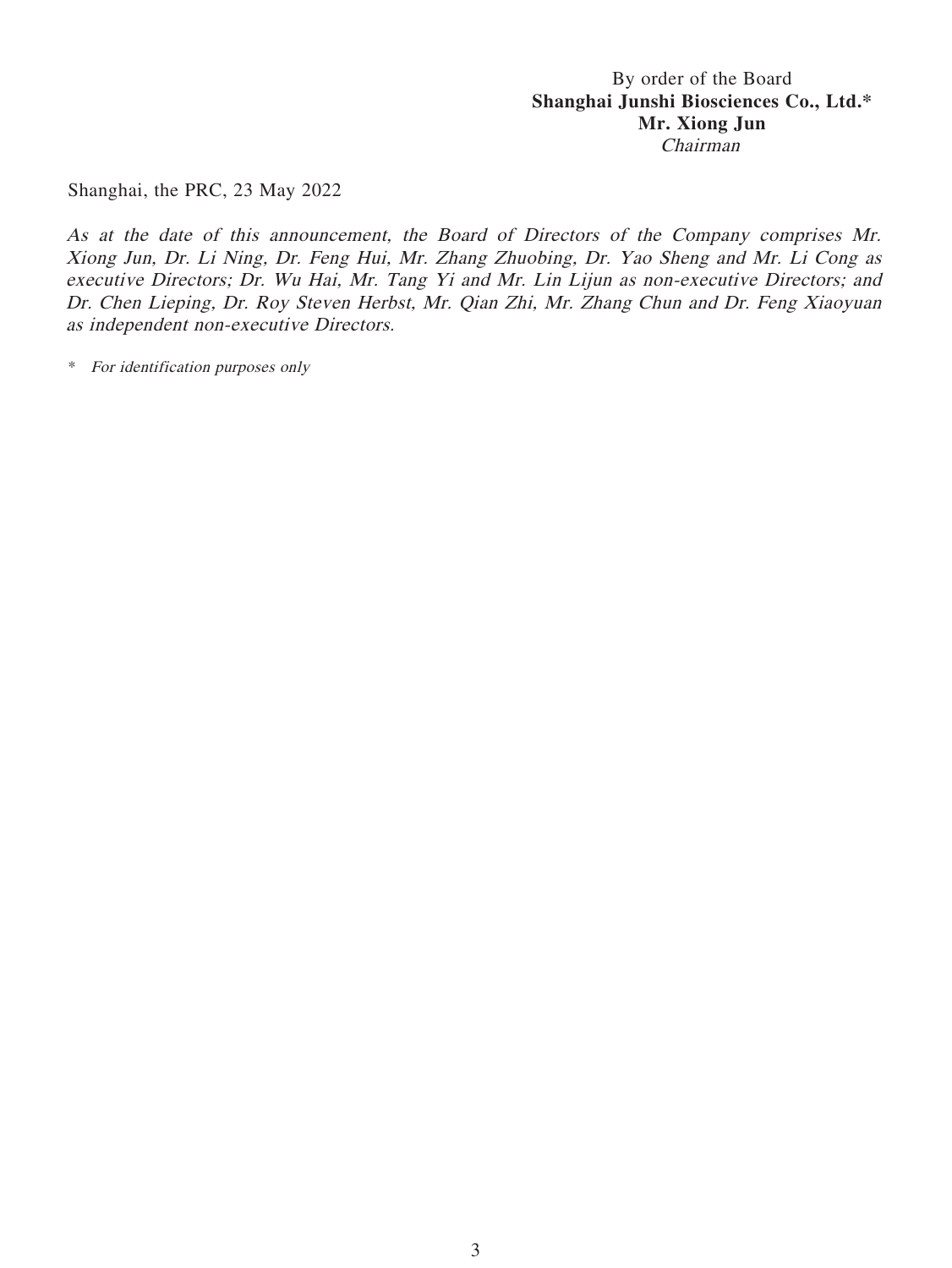By order of the Board
**Shanghai Junshi Biosciences Co., Ltd.***
**Mr. Xiong Jun**
*Chairman*

Shanghai, the PRC, 23 May 2022

*As at the date of this announcement, the Board of Directors of the Company comprises Mr. Xiong Jun, Dr. Li Ning, Dr. Feng Hui, Mr. Zhang Zhuobing, Dr. Yao Sheng and Mr. Li Cong as executive Directors; Dr. Wu Hai, Mr. Tang Yi and Mr. Lin Lijun as non-executive Directors; and Dr. Chen Lieping, Dr. Roy Steven Herbst, Mr. Qian Zhi, Mr. Zhang Chun and Dr. Feng Xiaoyuan as independent non-executive Directors.*

\* *For identification purposes only*